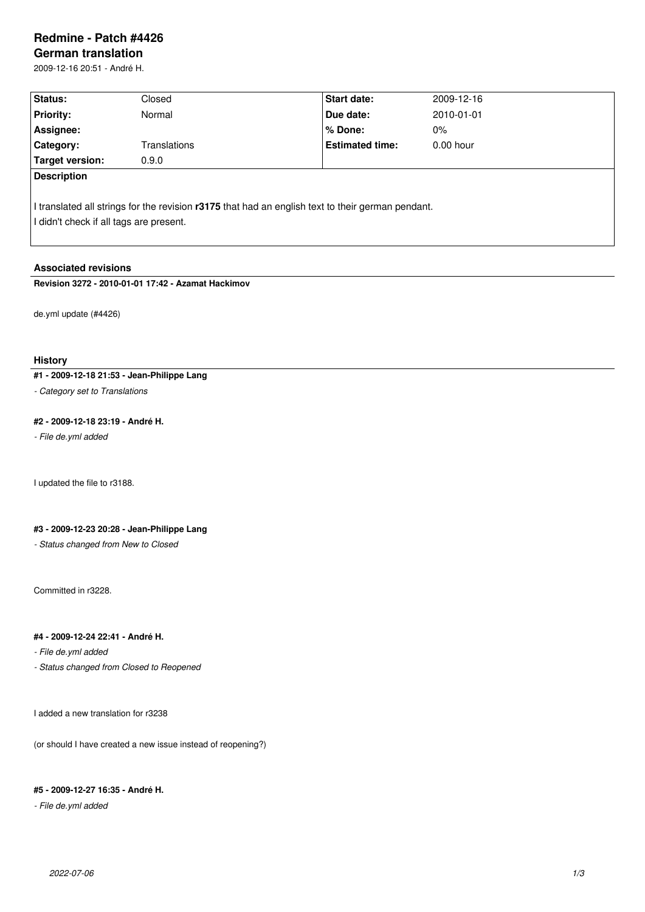# Redmine - Patch #4426

## German translation

2009-12-16 20:51 - André H.

| Status: | Closed | Start date: | 2009-12-16 |
|---|---|---|---|
| Priority: | Normal | Due date: | 2010-01-01 |
| Assignee: | | % Done: | 0% |
| Category: | Translations | Estimated time: | 0.00 hour |
| Target version: | 0.9.0 | | |

**Description**

I translated all strings for the revision **r3175** that had an english text to their german pendant.
I didn't check if all tags are present.

### Associated revisions

**Revision 3272 - 2010-01-01 17:42 - Azamat Hackimov**

de.yml update (#4426)

### History

**#1 - 2009-12-18 21:53 - Jean-Philippe Lang**

*- Category set to Translations*

**#2 - 2009-12-18 23:19 - André H.**

*- File de.yml added*

I updated the file to r3188.

**#3 - 2009-12-23 20:28 - Jean-Philippe Lang**

*- Status changed from New to Closed*

Committed in r3228.

**#4 - 2009-12-24 22:41 - André H.**

*- File de.yml added*

*- Status changed from Closed to Reopened*

I added a new translation for r3238

(or should I have created a new issue instead of reopening?)

**#5 - 2009-12-27 16:35 - André H.**

*- File de.yml added*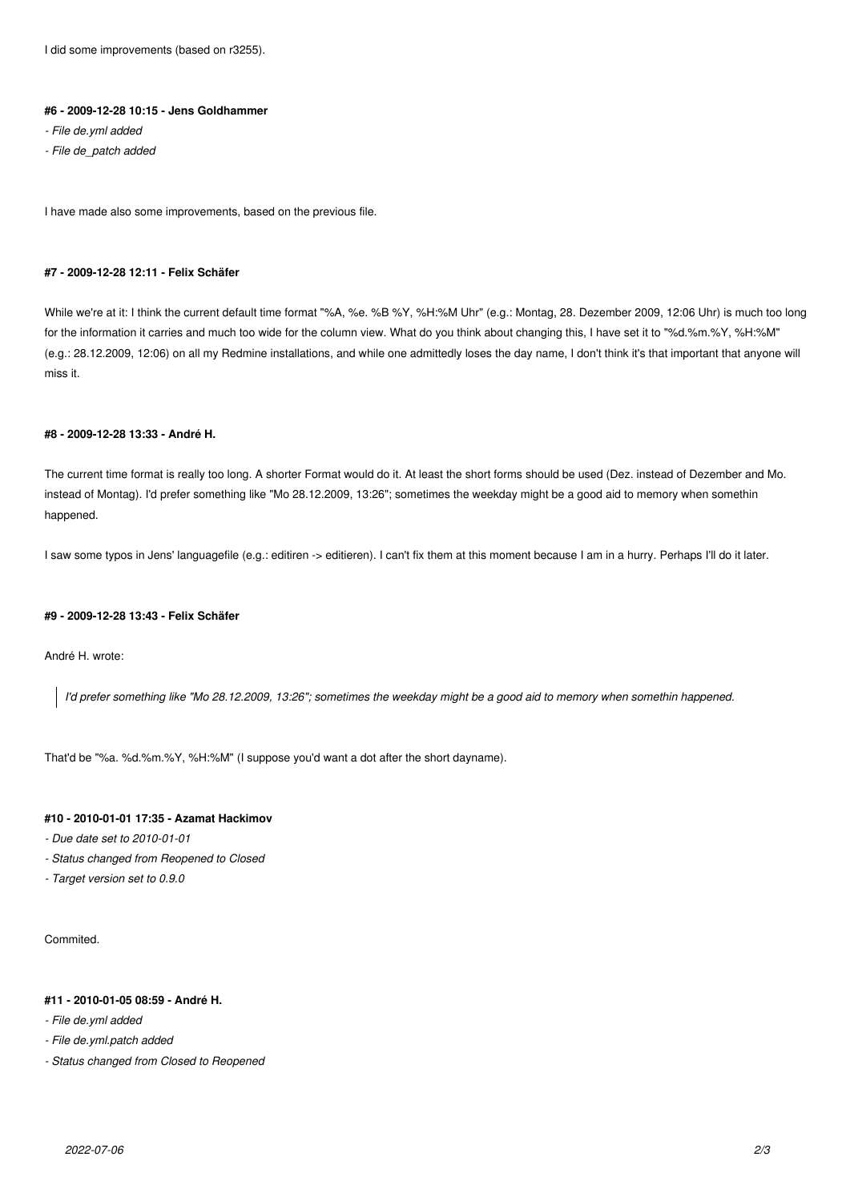I did some improvements (based on r3255).

#### #6 - 2009-12-28 10:15 - Jens Goldhammer

- *File de.yml added*
- *File de_patch added*

I have made also some improvements, based on the previous file.

#### #7 - 2009-12-28 12:11 - Felix Schäfer

While we're at it: I think the current default time format "%A, %e. %B %Y, %H:%M Uhr" (e.g.: Montag, 28. Dezember 2009, 12:06 Uhr) is much too long for the information it carries and much too wide for the column view. What do you think about changing this, I have set it to "%d.%m.%Y, %H:%M" (e.g.: 28.12.2009, 12:06) on all my Redmine installations, and while one admittedly loses the day name, I don't think it's that important that anyone will miss it.

#### #8 - 2009-12-28 13:33 - André H.

The current time format is really too long. A shorter Format would do it. At least the short forms should be used (Dez. instead of Dezember and Mo. instead of Montag). I'd prefer something like "Mo 28.12.2009, 13:26"; sometimes the weekday might be a good aid to memory when somethin happened.

I saw some typos in Jens' languagefile (e.g.: editiren -> editieren). I can't fix them at this moment because I am in a hurry. Perhaps I'll do it later.

#### #9 - 2009-12-28 13:43 - Felix Schäfer

André H. wrote:

> *I'd prefer something like "Mo 28.12.2009, 13:26"; sometimes the weekday might be a good aid to memory when somethin happened.*

That'd be "%a. %d.%m.%Y, %H:%M" (I suppose you'd want a dot after the short dayname).

#### #10 - 2010-01-01 17:35 - Azamat Hackimov

- *Due date set to 2010-01-01*
- *Status changed from Reopened to Closed*
- *Target version set to 0.9.0*

Commited.

#### #11 - 2010-01-05 08:59 - André H.

- *File de.yml added*
- *File de.yml.patch added*
- *Status changed from Closed to Reopened*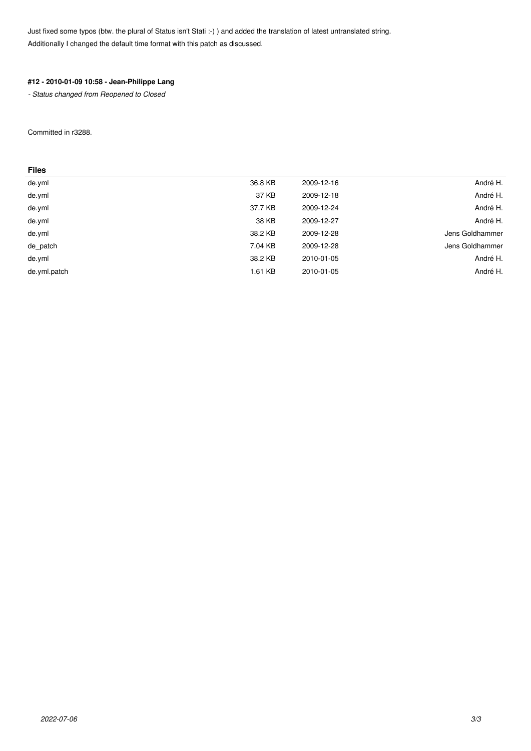Just fixed some typos (btw. the plural of Status isn't Stati :-) ) and added the translation of latest untranslated string.

Additionally I changed the default time format with this patch as discussed.

#### #12 - 2010-01-09 10:58 - Jean-Philippe Lang

*- Status changed from Reopened to Closed*

Committed in r3288.

### Files

| | | | |
|---|---|---|---|
| de.yml | 36.8 KB | 2009-12-16 | André H. |
| de.yml | 37 KB | 2009-12-18 | André H. |
| de.yml | 37.7 KB | 2009-12-24 | André H. |
| de.yml | 38 KB | 2009-12-27 | André H. |
| de.yml | 38.2 KB | 2009-12-28 | Jens Goldhammer |
| de_patch | 7.04 KB | 2009-12-28 | Jens Goldhammer |
| de.yml | 38.2 KB | 2010-01-05 | André H. |
| de.yml.patch | 1.61 KB | 2010-01-05 | André H. |